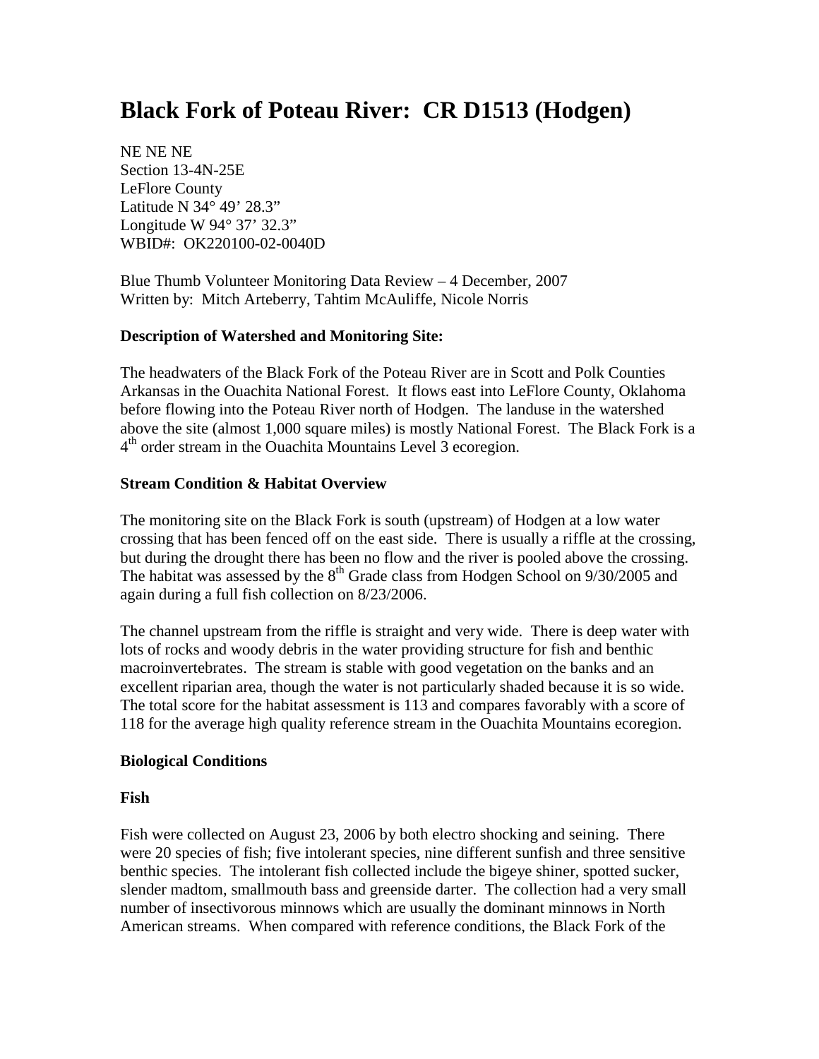# Black Fork of Poteau River: CR D1513 (Hodgen)

NE NE NE
Section 13-4N-25E
LeFlore County
Latitude N 34° 49' 28.3"
Longitude W 94° 37' 32.3"
WBID#: OK220100-02-0040D

Blue Thumb Volunteer Monitoring Data Review – 4 December, 2007
Written by: Mitch Arteberry, Tahtim McAuliffe, Nicole Norris

**Description of Watershed and Monitoring Site:**

The headwaters of the Black Fork of the Poteau River are in Scott and Polk Counties Arkansas in the Ouachita National Forest. It flows east into LeFlore County, Oklahoma before flowing into the Poteau River north of Hodgen. The landuse in the watershed above the site (almost 1,000 square miles) is mostly National Forest. The Black Fork is a 4th order stream in the Ouachita Mountains Level 3 ecoregion.

**Stream Condition & Habitat Overview**

The monitoring site on the Black Fork is south (upstream) of Hodgen at a low water crossing that has been fenced off on the east side. There is usually a riffle at the crossing, but during the drought there has been no flow and the river is pooled above the crossing. The habitat was assessed by the 8th Grade class from Hodgen School on 9/30/2005 and again during a full fish collection on 8/23/2006.

The channel upstream from the riffle is straight and very wide. There is deep water with lots of rocks and woody debris in the water providing structure for fish and benthic macroinvertebrates. The stream is stable with good vegetation on the banks and an excellent riparian area, though the water is not particularly shaded because it is so wide. The total score for the habitat assessment is 113 and compares favorably with a score of 118 for the average high quality reference stream in the Ouachita Mountains ecoregion.

**Biological Conditions**

**Fish**

Fish were collected on August 23, 2006 by both electro shocking and seining. There were 20 species of fish; five intolerant species, nine different sunfish and three sensitive benthic species. The intolerant fish collected include the bigeye shiner, spotted sucker, slender madtom, smallmouth bass and greenside darter. The collection had a very small number of insectivorous minnows which are usually the dominant minnows in North American streams. When compared with reference conditions, the Black Fork of the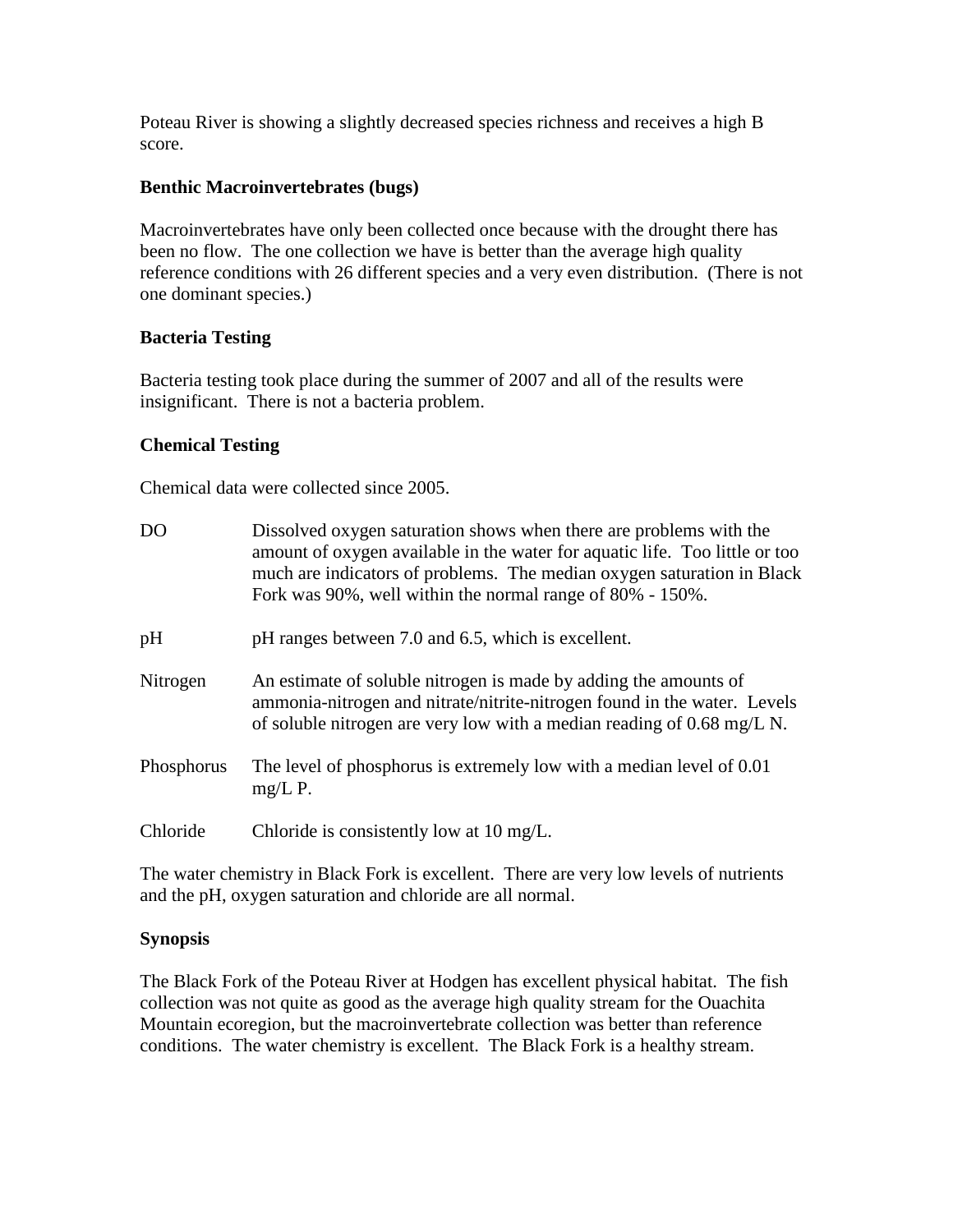Poteau River is showing a slightly decreased species richness and receives a high B score.

**Benthic Macroinvertebrates (bugs)**

Macroinvertebrates have only been collected once because with the drought there has been no flow. The one collection we have is better than the average high quality reference conditions with 26 different species and a very even distribution. (There is not one dominant species.)

**Bacteria Testing**

Bacteria testing took place during the summer of 2007 and all of the results were insignificant. There is not a bacteria problem.

**Chemical Testing**

Chemical data were collected since 2005.

| | |
|---|---|
| DO | Dissolved oxygen saturation shows when there are problems with the amount of oxygen available in the water for aquatic life. Too little or too much are indicators of problems. The median oxygen saturation in Black Fork was 90%, well within the normal range of 80% - 150%. |
| pH | pH ranges between 7.0 and 6.5, which is excellent. |
| Nitrogen | An estimate of soluble nitrogen is made by adding the amounts of ammonia-nitrogen and nitrate/nitrite-nitrogen found in the water. Levels of soluble nitrogen are very low with a median reading of 0.68 mg/L N. |
| Phosphorus | The level of phosphorus is extremely low with a median level of 0.01 mg/L P. |
| Chloride | Chloride is consistently low at 10 mg/L. |

The water chemistry in Black Fork is excellent. There are very low levels of nutrients and the pH, oxygen saturation and chloride are all normal.

**Synopsis**

The Black Fork of the Poteau River at Hodgen has excellent physical habitat. The fish collection was not quite as good as the average high quality stream for the Ouachita Mountain ecoregion, but the macroinvertebrate collection was better than reference conditions. The water chemistry is excellent. The Black Fork is a healthy stream.